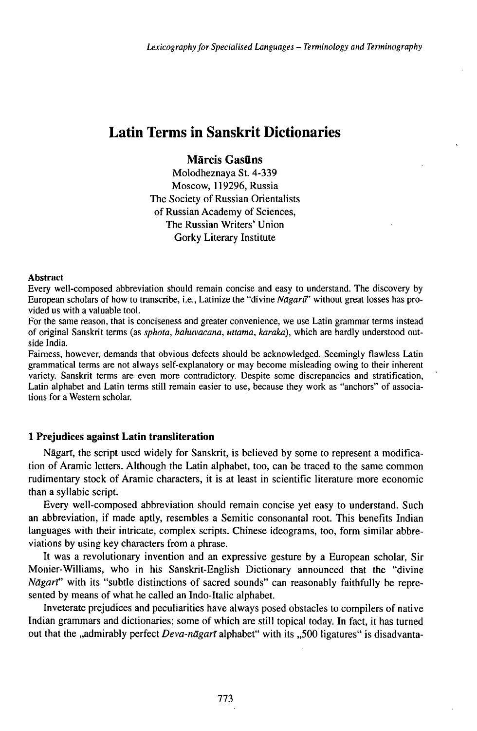# Latin Terms in Sanskrit Dictionaries

**Mārcis Gasūns**
Molodheznaya St. 4-339
Moscow, 119296, Russia
The Society of Russian Orientalists
of Russian Academy of Sciences,
The Russian Writers' Union
Gorky Literary Institute

**Abstract**

Every well-composed abbreviation should remain concise and easy to understand. The discovery by European scholars of how to transcribe, i.e., Latinize the "divine *Nāgarī*" without great losses has provided us with a valuable tool.

For the same reason, that is conciseness and greater convenience, we use Latin grammar terms instead of original Sanskrit terms (as *sphota*, *bahuvacana*, *uttama*, *karaka*), which are hardly understood outside India.

Fairness, however, demands that obvious defects should be acknowledged. Seemingly flawless Latin grammatical terms are not always self-explanatory or may become misleading owing to their inherent variety. Sanskrit terms are even more contradictory. Despite some discrepancies and stratification, Latin alphabet and Latin terms still remain easier to use, because they work as "anchors" of associations for a Western scholar.

## 1 Prejudices against Latin transliteration

Nāgarī, the script used widely for Sanskrit, is believed by some to represent a modification of Aramic letters. Although the Latin alphabet, too, can be traced to the same common rudimentary stock of Aramic characters, it is at least in scientific literature more economic than a syllabic script.

Every well-composed abbreviation should remain concise yet easy to understand. Such an abbreviation, if made aptly, resembles a Semitic consonantal root. This benefits Indian languages with their intricate, complex scripts. Chinese ideograms, too, form similar abbreviations by using key characters from a phrase.

It was a revolutionary invention and an expressive gesture by a European scholar, Sir Monier-Williams, who in his Sanskrit-English Dictionary announced that the "divine *Nāgarī*" with its "subtle distinctions of sacred sounds" can reasonably faithfully be represented by means of what he called an Indo-Italic alphabet.

Inveterate prejudices and peculiarities have always posed obstacles to compilers of native Indian grammars and dictionaries; some of which are still topical today. In fact, it has turned out that the „admirably perfect *Deva-nāgarī* alphabet" with its „500 ligatures" is disadvanta-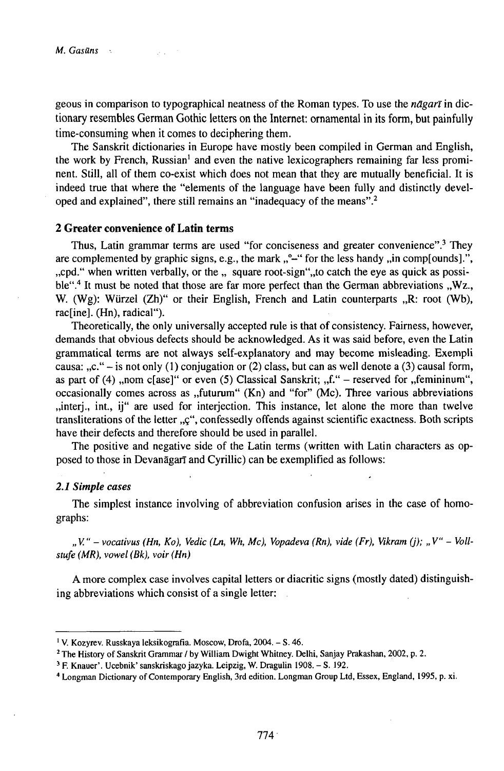geous in comparison to typographical neatness of the Roman types. To use the *nāgarī* in dictionary resembles German Gothic letters on the Internet: ornamental in its form, but painfully time-consuming when it comes to deciphering them.

The Sanskrit dictionaries in Europe have mostly been compiled in German and English, the work by French, Russian[1] and even the native lexicographers remaining far less prominent. Still, all of them co-exist which does not mean that they are mutually beneficial. It is indeed true that where the "elements of the language have been fully and distinctly developed and explained", there still remains an "inadequacy of the means".[2]

## 2 Greater convenience of Latin terms

Thus, Latin grammar terms are used "for conciseness and greater convenience".[3] They are complemented by graphic signs, e.g., the mark „°–" for the less handy „in comp[ounds].", „cpd." when written verbally, or the „ square root-sign"„to catch the eye as quick as possible".[4] It must be noted that those are far more perfect than the German abbreviations „Wz., W. (Wg): Würzel (Zh)" or their English, French and Latin counterparts „R: root (Wb), rac[ine]. (Hn), radical").

Theoretically, the only universally accepted rule is that of consistency. Fairness, however, demands that obvious defects should be acknowledged. As it was said before, even the Latin grammatical terms are not always self-explanatory and may become misleading. Exempli causa: „c." – is not only (1) conjugation or (2) class, but can as well denote a (3) causal form, as part of (4) „nom c[ase]" or even (5) Classical Sanskrit; „f." – reserved for „femininum", occasionally comes across as „futurum" (Kn) and "for" (Mc). Three various abbreviations „interj., int., ij" are used for interjection. This instance, let alone the more than twelve transliterations of the letter „ç", confessedly offends against scientific exactness. Both scripts have their defects and therefore should be used in parallel.

The positive and negative side of the Latin terms (written with Latin characters as opposed to those in Devanāgarī and Cyrillic) can be exemplified as follows:

### *2.1 Simple cases*

The simplest instance involving of abbreviation confusion arises in the case of homographs:

*„V." – vocativus (Hn, Ko), Vedic (Ln, Wh, Mc), Vopadeva (Rn), vide (Fr), Vikram (j); „V" – Vollstufe (MR), vowel (Bk), voir (Hn)*

A more complex case involves capital letters or diacritic signs (mostly dated) distinguishing abbreviations which consist of a single letter:

---

[1] V. Kozyrev. Russkaya leksikografia. Moscow, Drofa, 2004. – S. 46.

[2] The History of Sanskrit Grammar / by William Dwight Whitney. Delhi, Sanjay Prakashan, 2002, p. 2.

[3] F. Knauer'. Ucebnik' sanskriskago jazyka. Leipzig, W. Dragulin 1908. – S. 192.

[4] Longman Dictionary of Contemporary English, 3rd edition. Longman Group Ltd, Essex, England, 1995, p. xi.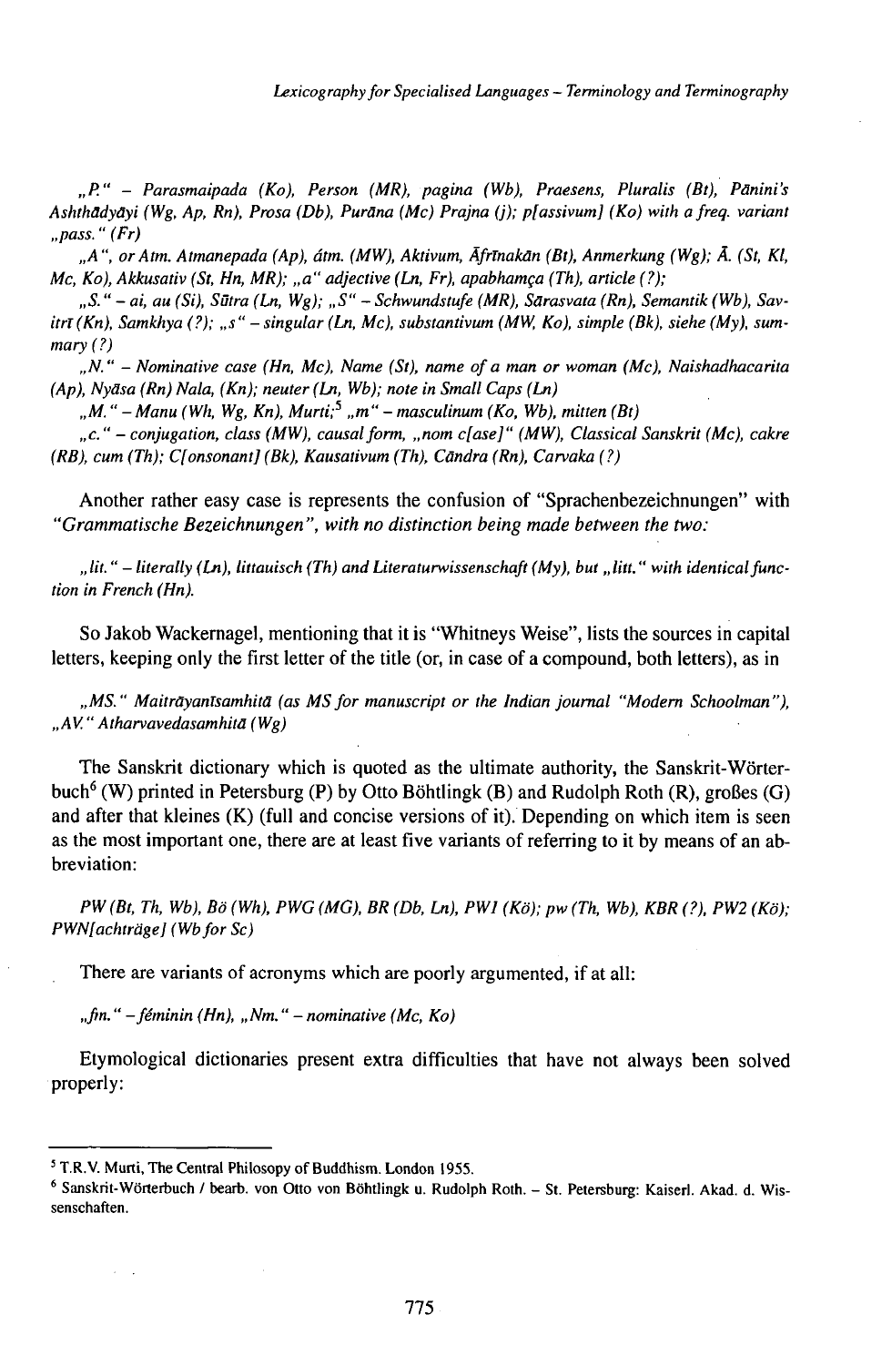*„P." – Parasmaipada (Ko), Person (MR), pagina (Wb), Praesens, Pluralis (Bt), Pāninì's Ashthādyāyi (Wg, Ap, Rn), Prosa (Db), Purāna (Mc) Prajna (j); p[assivum] (Ko) with a freq. variant „pass." (Fr)*

*„A", or Atm. Atmanepada (Ap), átm. (MW), Aktivum, Āfrīnakān (Bt), Anmerkung (Wg); Ā. (St, Kl, Mc, Ko), Akkusativ (St, Hn, MR); „a" adjective (Ln, Fr), apabhamça (Th), article (?);*

*„S." – ai, au (Si), Sūtra (Ln, Wg); „S" – Schwundstufe (MR), Sārasvata (Rn), Semantik (Wb), Savitrī (Kn), Samkhya (?); „s" – singular (Ln, Mc), substantivum (MW, Ko), simple (Bk), siehe (My), summary (?)*

*„N." – Nominative case (Hn, Mc), Name (St), name of a man or woman (Mc), Naishadhacarita (Ap), Nyāsa (Rn) Nala, (Kn); neuter (Ln, Wb); note in Small Caps (Ln)*

*„M." – Manu (Wh, Wg, Kn), Murti;[5] „m" – masculinum (Ko, Wb), mitten (Bt)*

*„c." – conjugation, class (MW), causal form, „nom c[ase]" (MW), Classical Sanskrit (Mc), cakre (RB), cum (Th); C[onsonant] (Bk), Kausativum (Th), Cāndra (Rn), Carvaka (?)*

Another rather easy case is represents the confusion of "Sprachenbezeichnungen" with *"Grammatische Bezeichnungen", with no distinction being made between the two:*

*„lit." – literally (Ln), littauisch (Th) and Literaturwissenschaft (My), but „litt." with identical function in French (Hn).*

So Jakob Wackernagel, mentioning that it is "Whitneys Weise", lists the sources in capital letters, keeping only the first letter of the title (or, in case of a compound, both letters), as in

*„MS." Maitrāyanīsamhitā (as MS for manuscript or the Indian journal "Modern Schoolman"), „AV." Atharvavedasamhitā (Wg)*

The Sanskrit dictionary which is quoted as the ultimate authority, the Sanskrit-Wörterbuch[6] (W) printed in Petersburg (P) by Otto Böhtlingk (B) and Rudolph Roth (R), großes (G) and after that kleines (K) (full and concise versions of it). Depending on which item is seen as the most important one, there are at least five variants of referring to it by means of an abbreviation:

*PW (Bt, Th, Wb), Bö (Wh), PWG (MG), BR (Db, Ln), PW1 (Kö); pw (Th, Wb), KBR (?), PW2 (Kö); PWN[achträge] (Wb for Sc)*

There are variants of acronyms which are poorly argumented, if at all:

*„fin." – féminin (Hn), „Nm." – nominative (Mc, Ko)*

Etymological dictionaries present extra difficulties that have not always been solved properly:

---

[5] T.R.V. Murti, The Central Philosophy of Buddhism. London 1955.

[6] Sanskrit-Wörterbuch / bearb. von Otto von Böhtlingk u. Rudolph Roth. – St. Petersburg: Kaiserl. Akad. d. Wissenschaften.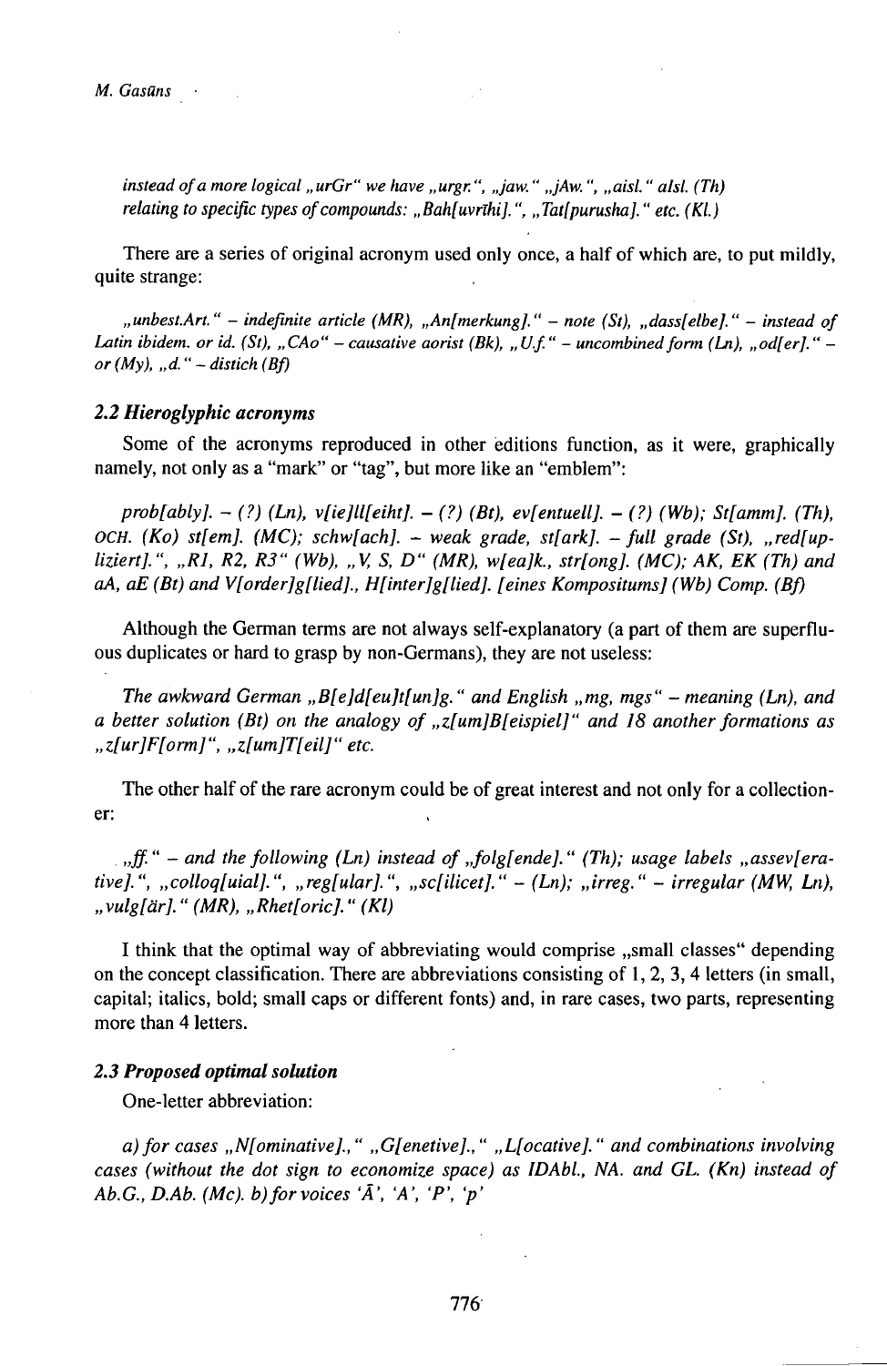*instead of a more logical „urGr" we have „urgr.", „jaw." „jAw.", „aisl." alsl. (Th) relating to specific types of compounds: „Bah[uvrīhi].", „Tat[purusha]." etc. (Kl.)*

There are a series of original acronym used only once, a half of which are, to put mildly, quite strange:

*„unbest.Art." – indefinite article (MR), „An[merkung]." – note (St), „dass[elbe]." – instead of Latin ibidem. or id. (St), „CAo" – causative aorist (Bk), „U.f." – uncombined form (Ln), „od[er]." – or (My), „d." – distich (Bf)*

### 2.2 Hieroglyphic acronyms

Some of the acronyms reproduced in other editions function, as it were, graphically namely, not only as a "mark" or "tag", but more like an "emblem":

*prob[ably]. – (?) (Ln), v[ie]ll[eiht]. – (?) (Bt), ev[entuell]. – (?) (Wb); St[amm]. (Th), OCH. (Ko) st[em]. (MC); schw[ach]. – weak grade, st[ark]. – full grade (St), „red[up-liziert].", „R1, R2, R3" (Wb), „V, S, D" (MR), w[ea]k., str[ong]. (MC); AK, EK (Th) and aA, aE (Bt) and V[order]g[lied]., H[inter]g[lied]. [eines Kompositums] (Wb) Comp. (Bf)*

Although the German terms are not always self-explanatory (a part of them are superfluous duplicates or hard to grasp by non-Germans), they are not useless:

*The awkward German „B[e]d[eu]t[un]g." and English „mg, mgs" – meaning (Ln), and a better solution (Bt) on the analogy of „z[um]B[eispiel]" and 18 another formations as „z[ur]F[orm]", „z[um]T[eil]" etc.*

The other half of the rare acronym could be of great interest and not only for a collectioner:

*„ff." – and the following (Ln) instead of „folg[ende]." (Th); usage labels „assev[erative].", „colloq[uial].", „reg[ular].", „sc[ilicet]." – (Ln); „irreg." – irregular (MW, Ln), „vulg[är]." (MR), „Rhet[oric]." (Kl)*

I think that the optimal way of abbreviating would comprise „small classes" depending on the concept classification. There are abbreviations consisting of 1, 2, 3, 4 letters (in small, capital; italics, bold; small caps or different fonts) and, in rare cases, two parts, representing more than 4 letters.

### 2.3 Proposed optimal solution

One-letter abbreviation:

*a) for cases „N[ominative].," „G[enetive].," „L[ocative]." and combinations involving cases (without the dot sign to economize space) as IDAbl., NA. and GL. (Kn) instead of Ab.G., D.Ab. (Mc). b) for voices 'Ā', 'A', 'P', 'p'*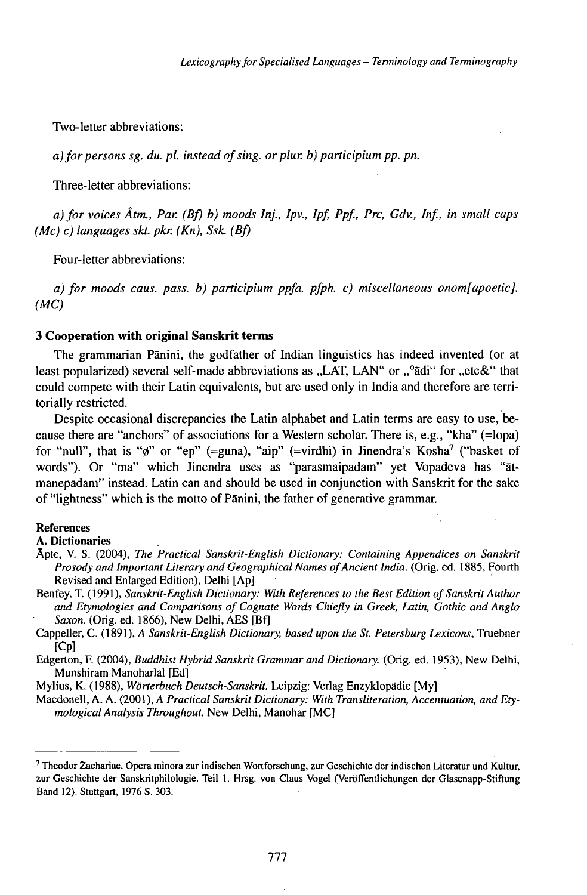Two-letter abbreviations:

*a) for persons sg. du. pl. instead of sing. or plur. b) participium pp. pn.*

Three-letter abbreviations:

*a) for voices Âtm., Par. (Bf) b) moods Inj., Ipv., Ipf, Ppf., Prc, Gdv., Inf., in small caps (Mc) c) languages skt. pkr. (Kn), Ssk. (Bf)*

Four-letter abbreviations:

*a) for moods caus. pass. b) participium ppfa. pfph. c) miscellaneous onom[apoetic]. (MC)*

### 3 Cooperation with original Sanskrit terms

The grammarian Pāṇini, the godfather of Indian linguistics has indeed invented (or at least popularized) several self-made abbreviations as „LAT, LAN" or „°ādi" for „etc&" that could compete with their Latin equivalents, but are used only in India and therefore are territorially restricted.

Despite occasional discrepancies the Latin alphabet and Latin terms are easy to use, because there are "anchors" of associations for a Western scholar. There is, e.g., "kha" (=lopa) for "null", that is "ø" or "ep" (=guna), "aip" (=virdhi) in Jinendra's Kosha[7] ("basket of words"). Or "ma" which Jinendra uses as "parasmaipadam" yet Vopadeva has "ātmanepadam" instead. Latin can and should be used in conjunction with Sanskrit for the sake of "lightness" which is the motto of Pāṇini, the father of generative grammar.

#### References

**A. Dictionaries**

Āpte, V. S. (2004), *The Practical Sanskrit-English Dictionary: Containing Appendices on Sanskrit Prosody and Important Literary and Geographical Names of Ancient India.* (Orig. ed. 1885, Fourth Revised and Enlarged Edition), Delhi [Ap]

Benfey, T. (1991), *Sanskrit-English Dictionary: With References to the Best Edition of Sanskrit Author and Etymologies and Comparisons of Cognate Words Chiefly in Greek, Latin, Gothic and Anglo Saxon.* (Orig. ed. 1866), New Delhi, AES [Bf]

Cappeller, C. (1891), *A Sanskrit-English Dictionary, based upon the St. Petersburg Lexicons*, Truebner [Cp]

Edgerton, F. (2004), *Buddhist Hybrid Sanskrit Grammar and Dictionary.* (Orig. ed. 1953), New Delhi, Munshiram Manoharlal [Ed]

Mylius, K. (1988), *Wörterbuch Deutsch-Sanskrit.* Leipzig: Verlag Enzyklopädie [My]

Macdonell, A. A. (2001), *A Practical Sanskrit Dictionary: With Transliteration, Accentuation, and Etymological Analysis Throughout.* New Delhi, Manohar [MC]

---

[7] Theodor Zachariae. Opera minora zur indischen Wortforschung, zur Geschichte der indischen Literatur und Kultur, zur Geschichte der Sanskritphilologie. Teil 1. Hrsg. von Claus Vogel (Veröffentlichungen der Glasenapp-Stiftung Band 12). Stuttgart, 1976 S. 303.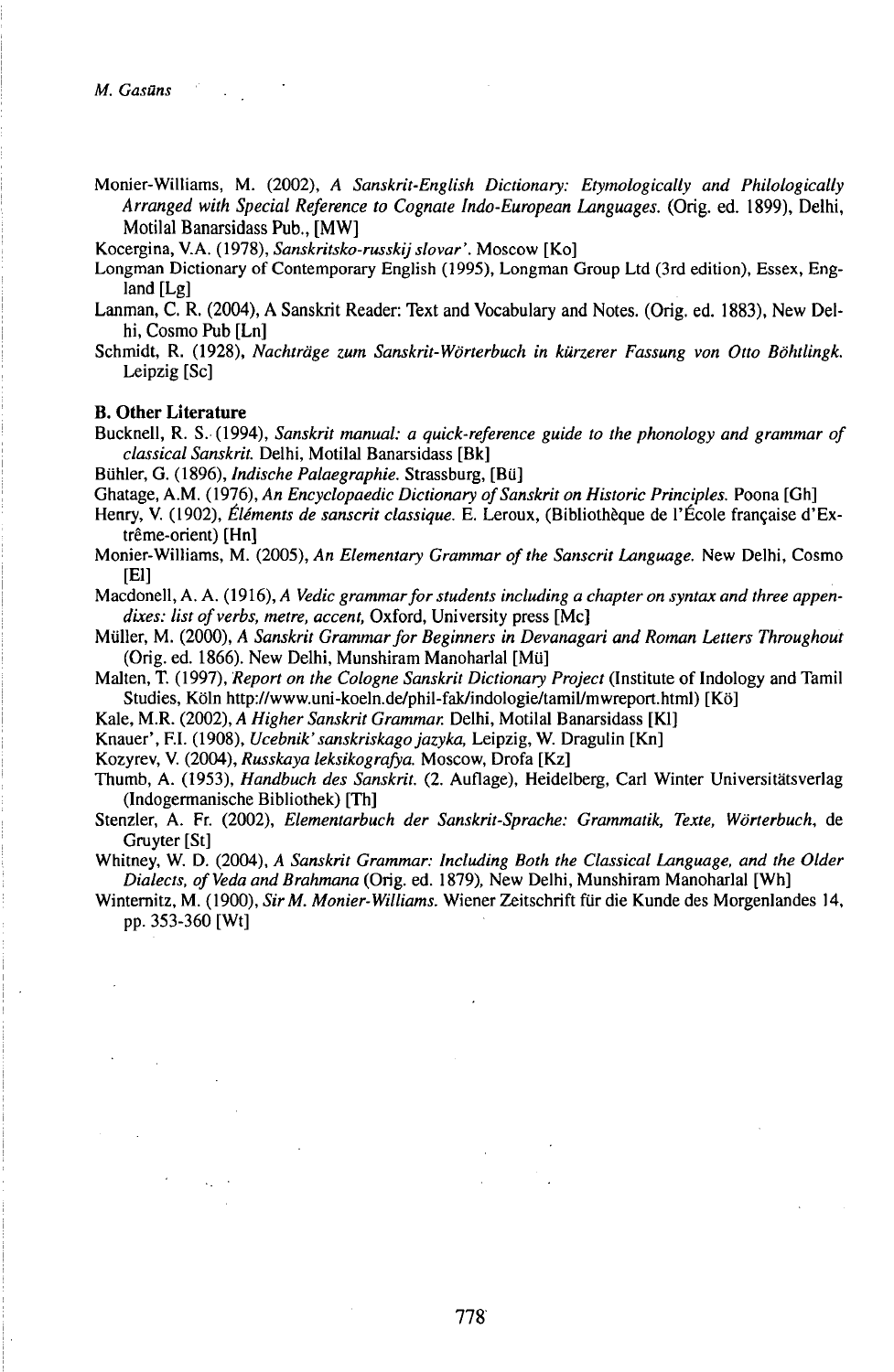Monier-Williams, M. (2002), *A Sanskrit-English Dictionary: Etymologically and Philologically Arranged with Special Reference to Cognate Indo-European Languages.* (Orig. ed. 1899), Delhi, Motilal Banarsidass Pub., [MW]

Kocergina, V.A. (1978), *Sanskritsko-russkij slovar'.* Moscow [Ko]

Longman Dictionary of Contemporary English (1995), Longman Group Ltd (3rd edition), Essex, England [Lg]

Lanman, C. R. (2004), A Sanskrit Reader: Text and Vocabulary and Notes. (Orig. ed. 1883), New Delhi, Cosmo Pub [Ln]

Schmidt, R. (1928), *Nachträge zum Sanskrit-Wörterbuch in kürzerer Fassung von Otto Böhtlingk.* Leipzig [Sc]

**B. Other Literature**

Bucknell, R. S. (1994), *Sanskrit manual: a quick-reference guide to the phonology and grammar of classical Sanskrit.* Delhi, Motilal Banarsidass [Bk]

Bühler, G. (1896), *Indische Palaeographie.* Strassburg, [Bü]

Ghatage, A.M. (1976), *An Encyclopaedic Dictionary of Sanskrit on Historic Principles.* Poona [Gh]

Henry, V. (1902), *Éléments de sanscrit classique.* E. Leroux, (Bibliothèque de l'École française d'Extrême-orient) [Hn]

Monier-Williams, M. (2005), *An Elementary Grammar of the Sanscrit Language.* New Delhi, Cosmo [El]

Macdonell, A. A. (1916), *A Vedic grammar for students including a chapter on syntax and three appendixes: list of verbs, metre, accent,* Oxford, University press [Mc]

Müller, M. (2000), *A Sanskrit Grammar for Beginners in Devanagari and Roman Letters Throughout* (Orig. ed. 1866). New Delhi, Munshiram Manoharlal [Mü]

Malten, T. (1997), *Report on the Cologne Sanskrit Dictionary Project* (Institute of Indology and Tamil Studies, Köln http://www.uni-koeln.de/phil-fak/indologie/tamil/mwreport.html) [Kö]

Kale, M.R. (2002), *A Higher Sanskrit Grammar.* Delhi, Motilal Banarsidass [Kl]

Knauer', F.I. (1908), *Ucebnik' sanskriskago jazyka,* Leipzig, W. Dragulin [Kn]

Kozyrev, V. (2004), *Russkaya leksikografya.* Moscow, Drofa [Kz]

Thumb, A. (1953), *Handbuch des Sanskrit.* (2. Auflage), Heidelberg, Carl Winter Universitätsverlag (Indogermanische Bibliothek) [Th]

Stenzler, A. Fr. (2002), *Elementarbuch der Sanskrit-Sprache: Grammatik, Texte, Wörterbuch,* de Gruyter [St]

Whitney, W. D. (2004), *A Sanskrit Grammar: Including Both the Classical Language, and the Older Dialects, of Veda and Brahmana* (Orig. ed. 1879), New Delhi, Munshiram Manoharlal [Wh]

Winternitz, M. (1900), *Sir M. Monier-Williams.* Wiener Zeitschrift für die Kunde des Morgenlandes 14, pp. 353-360 [Wt]